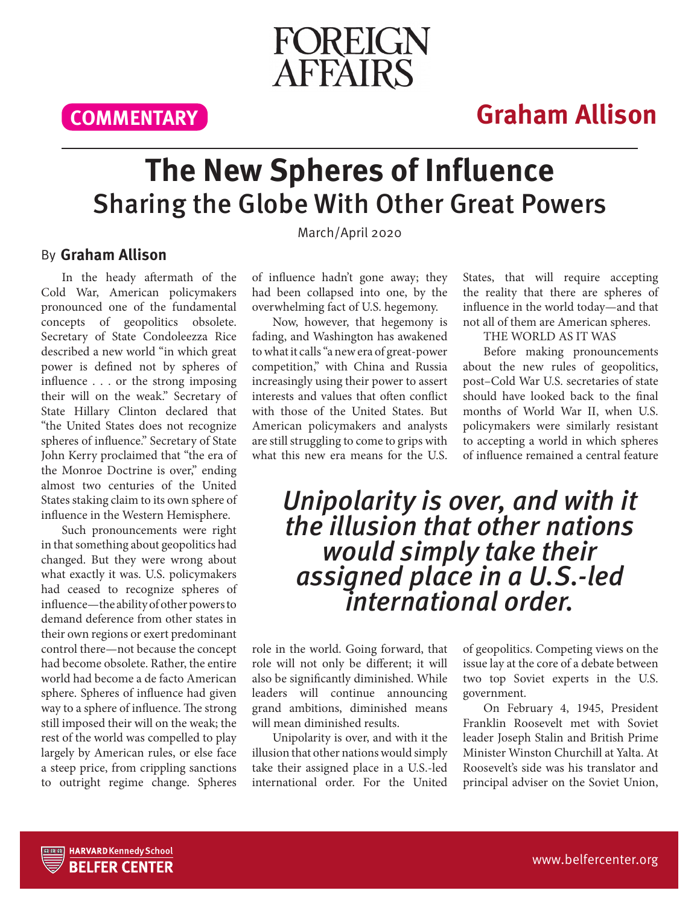FOREIGN AFFAIRS

COMMENTARY

**Graham Allison**

# The New Spheres of Influence

## Sharing the Globe With Other Great Powers

March/April 2020

By **Graham Allison**

In the heady aftermath of the Cold War, American policymakers pronounced one of the fundamental concepts of geopolitics obsolete. Secretary of State Condoleezza Rice described a new world "in which great power is defined not by spheres of influence . . . or the strong imposing their will on the weak." Secretary of State Hillary Clinton declared that "the United States does not recognize spheres of influence." Secretary of State John Kerry proclaimed that "the era of the Monroe Doctrine is over," ending almost two centuries of the United States staking claim to its own sphere of influence in the Western Hemisphere.

Such pronouncements were right in that something about geopolitics had changed. But they were wrong about what exactly it was. U.S. policymakers had ceased to recognize spheres of influence—the ability of other powers to demand deference from other states in their own regions or exert predominant control there—not because the concept had become obsolete. Rather, the entire world had become a de facto American sphere. Spheres of influence had given way to a sphere of influence. The strong still imposed their will on the weak; the rest of the world was compelled to play largely by American rules, or else face a steep price, from crippling sanctions to outright regime change. Spheres of influence hadn't gone away; they had been collapsed into one, by the overwhelming fact of U.S. hegemony.

Now, however, that hegemony is fading, and Washington has awakened to what it calls "a new era of great-power competition," with China and Russia increasingly using their power to assert interests and values that often conflict with those of the United States. But American policymakers and analysts are still struggling to come to grips with what this new era means for the U.S. role in the world. Going forward, that role will not only be different; it will also be significantly diminished. While leaders will continue announcing grand ambitions, diminished means will mean diminished results.

*Unipolarity is over, and with it the illusion that other nations would simply take their assigned place in a U.S.-led international order.*

Unipolarity is over, and with it the illusion that other nations would simply take their assigned place in a U.S.-led international order. For the United States, that will require accepting the reality that there are spheres of influence in the world today—and that not all of them are American spheres.

### THE WORLD AS IT WAS

Before making pronouncements about the new rules of geopolitics, post–Cold War U.S. secretaries of state should have looked back to the final months of World War II, when U.S. policymakers were similarly resistant to accepting a world in which spheres of influence remained a central feature of geopolitics. Competing views on the issue lay at the core of a debate between two top Soviet experts in the U.S. government.

On February 4, 1945, President Franklin Roosevelt met with Soviet leader Joseph Stalin and British Prime Minister Winston Churchill at Yalta. At Roosevelt's side was his translator and principal adviser on the Soviet Union,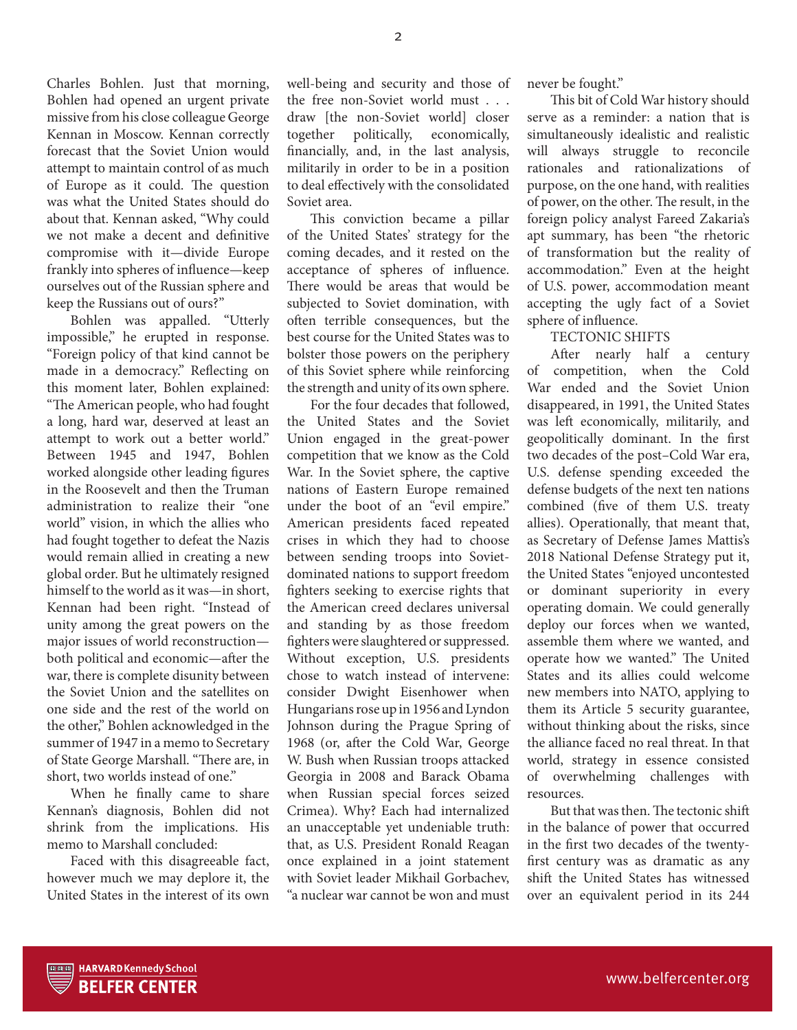Charles Bohlen. Just that morning, Bohlen had opened an urgent private missive from his close colleague George Kennan in Moscow. Kennan correctly forecast that the Soviet Union would attempt to maintain control of as much of Europe as it could. The question was what the United States should do about that. Kennan asked, "Why could we not make a decent and definitive compromise with it—divide Europe frankly into spheres of influence—keep ourselves out of the Russian sphere and keep the Russians out of ours?"

Bohlen was appalled. "Utterly impossible," he erupted in response. "Foreign policy of that kind cannot be made in a democracy." Reflecting on this moment later, Bohlen explained: "The American people, who had fought a long, hard war, deserved at least an attempt to work out a better world." Between 1945 and 1947, Bohlen worked alongside other leading figures in the Roosevelt and then the Truman administration to realize their "one world" vision, in which the allies who had fought together to defeat the Nazis would remain allied in creating a new global order. But he ultimately resigned himself to the world as it was—in short, Kennan had been right. "Instead of unity among the great powers on the major issues of world reconstruction—both political and economic—after the war, there is complete disunity between the Soviet Union and the satellites on one side and the rest of the world on the other," Bohlen acknowledged in the summer of 1947 in a memo to Secretary of State George Marshall. "There are, in short, two worlds instead of one."

When he finally came to share Kennan's diagnosis, Bohlen did not shrink from the implications. His memo to Marshall concluded:

> Faced with this disagreeable fact, however much we may deplore it, the United States in the interest of its own well-being and security and those of the free non-Soviet world must . . . draw [the non-Soviet world] closer together politically, economically, financially, and, in the last analysis, militarily in order to be in a position to deal effectively with the consolidated Soviet area.

This conviction became a pillar of the United States' strategy for the coming decades, and it rested on the acceptance of spheres of influence. There would be areas that would be subjected to Soviet domination, with often terrible consequences, but the best course for the United States was to bolster those powers on the periphery of this Soviet sphere while reinforcing the strength and unity of its own sphere.

For the four decades that followed, the United States and the Soviet Union engaged in the great-power competition that we know as the Cold War. In the Soviet sphere, the captive nations of Eastern Europe remained under the boot of an "evil empire." American presidents faced repeated crises in which they had to choose between sending troops into Soviet-dominated nations to support freedom fighters seeking to exercise rights that the American creed declares universal and standing by as those freedom fighters were slaughtered or suppressed. Without exception, U.S. presidents chose to watch instead of intervene: consider Dwight Eisenhower when Hungarians rose up in 1956 and Lyndon Johnson during the Prague Spring of 1968 (or, after the Cold War, George W. Bush when Russian troops attacked Georgia in 2008 and Barack Obama when Russian special forces seized Crimea). Why? Each had internalized an unacceptable yet undeniable truth: that, as U.S. President Ronald Reagan once explained in a joint statement with Soviet leader Mikhail Gorbachev, "a nuclear war cannot be won and must never be fought."

This bit of Cold War history should serve as a reminder: a nation that is simultaneously idealistic and realistic will always struggle to reconcile rationales and rationalizations of purpose, on the one hand, with realities of power, on the other. The result, in the foreign policy analyst Fareed Zakaria's apt summary, has been "the rhetoric of transformation but the reality of accommodation." Even at the height of U.S. power, accommodation meant accepting the ugly fact of a Soviet sphere of influence.

## TECTONIC SHIFTS

After nearly half a century of competition, when the Cold War ended and the Soviet Union disappeared, in 1991, the United States was left economically, militarily, and geopolitically dominant. In the first two decades of the post–Cold War era, U.S. defense spending exceeded the defense budgets of the next ten nations combined (five of them U.S. treaty allies). Operationally, that meant that, as Secretary of Defense James Mattis's 2018 National Defense Strategy put it, the United States "enjoyed uncontested or dominant superiority in every operating domain. We could generally deploy our forces when we wanted, assemble them where we wanted, and operate how we wanted." The United States and its allies could welcome new members into NATO, applying to them its Article 5 security guarantee, without thinking about the risks, since the alliance faced no real threat. In that world, strategy in essence consisted of overwhelming challenges with resources.

But that was then. The tectonic shift in the balance of power that occurred in the first two decades of the twenty-first century was as dramatic as any shift the United States has witnessed over an equivalent period in its 244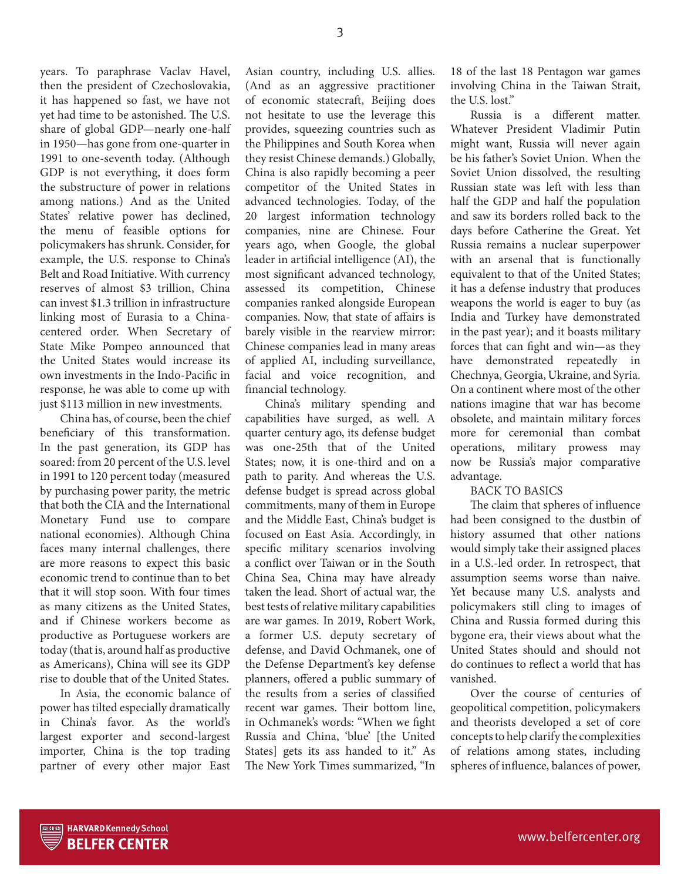years. To paraphrase Vaclav Havel, then the president of Czechoslovakia, it has happened so fast, we have not yet had time to be astonished. The U.S. share of global GDP—nearly one-half in 1950—has gone from one-quarter in 1991 to one-seventh today. (Although GDP is not everything, it does form the substructure of power in relations among nations.) And as the United States' relative power has declined, the menu of feasible options for policymakers has shrunk. Consider, for example, the U.S. response to China's Belt and Road Initiative. With currency reserves of almost \$3 trillion, China can invest \$1.3 trillion in infrastructure linking most of Eurasia to a China-centered order. When Secretary of State Mike Pompeo announced that the United States would increase its own investments in the Indo-Pacific in response, he was able to come up with just \$113 million in new investments.

China has, of course, been the chief beneficiary of this transformation. In the past generation, its GDP has soared: from 20 percent of the U.S. level in 1991 to 120 percent today (measured by purchasing power parity, the metric that both the CIA and the International Monetary Fund use to compare national economies). Although China faces many internal challenges, there are more reasons to expect this basic economic trend to continue than to bet that it will stop soon. With four times as many citizens as the United States, and if Chinese workers become as productive as Portuguese workers are today (that is, around half as productive as Americans), China will see its GDP rise to double that of the United States.

In Asia, the economic balance of power has tilted especially dramatically in China's favor. As the world's largest exporter and second-largest importer, China is the top trading partner of every other major East Asian country, including U.S. allies. (And as an aggressive practitioner of economic statecraft, Beijing does not hesitate to use the leverage this provides, squeezing countries such as the Philippines and South Korea when they resist Chinese demands.) Globally, China is also rapidly becoming a peer competitor of the United States in advanced technologies. Today, of the 20 largest information technology companies, nine are Chinese. Four years ago, when Google, the global leader in artificial intelligence (AI), the most significant advanced technology, assessed its competition, Chinese companies ranked alongside European companies. Now, that state of affairs is barely visible in the rearview mirror: Chinese companies lead in many areas of applied AI, including surveillance, facial and voice recognition, and financial technology.

China's military spending and capabilities have surged, as well. A quarter century ago, its defense budget was one-25th that of the United States; now, it is one-third and on a path to parity. And whereas the U.S. defense budget is spread across global commitments, many of them in Europe and the Middle East, China's budget is focused on East Asia. Accordingly, in specific military scenarios involving a conflict over Taiwan or in the South China Sea, China may have already taken the lead. Short of actual war, the best tests of relative military capabilities are war games. In 2019, Robert Work, a former U.S. deputy secretary of defense, and David Ochmanek, one of the Defense Department's key defense planners, offered a public summary of the results from a series of classified recent war games. Their bottom line, in Ochmanek's words: "When we fight Russia and China, 'blue' [the United States] gets its ass handed to it." As The New York Times summarized, "In 18 of the last 18 Pentagon war games involving China in the Taiwan Strait, the U.S. lost."

Russia is a different matter. Whatever President Vladimir Putin might want, Russia will never again be his father's Soviet Union. When the Soviet Union dissolved, the resulting Russian state was left with less than half the GDP and half the population and saw its borders rolled back to the days before Catherine the Great. Yet Russia remains a nuclear superpower with an arsenal that is functionally equivalent to that of the United States; it has a defense industry that produces weapons the world is eager to buy (as India and Turkey have demonstrated in the past year); and it boasts military forces that can fight and win—as they have demonstrated repeatedly in Chechnya, Georgia, Ukraine, and Syria. On a continent where most of the other nations imagine that war has become obsolete, and maintain military forces more for ceremonial than combat operations, military prowess may now be Russia's major comparative advantage.

## BACK TO BASICS

The claim that spheres of influence had been consigned to the dustbin of history assumed that other nations would simply take their assigned places in a U.S.-led order. In retrospect, that assumption seems worse than naive. Yet because many U.S. analysts and policymakers still cling to images of China and Russia formed during this bygone era, their views about what the United States should and should not do continues to reflect a world that has vanished.

Over the course of centuries of geopolitical competition, policymakers and theorists developed a set of core concepts to help clarify the complexities of relations among states, including spheres of influence, balances of power,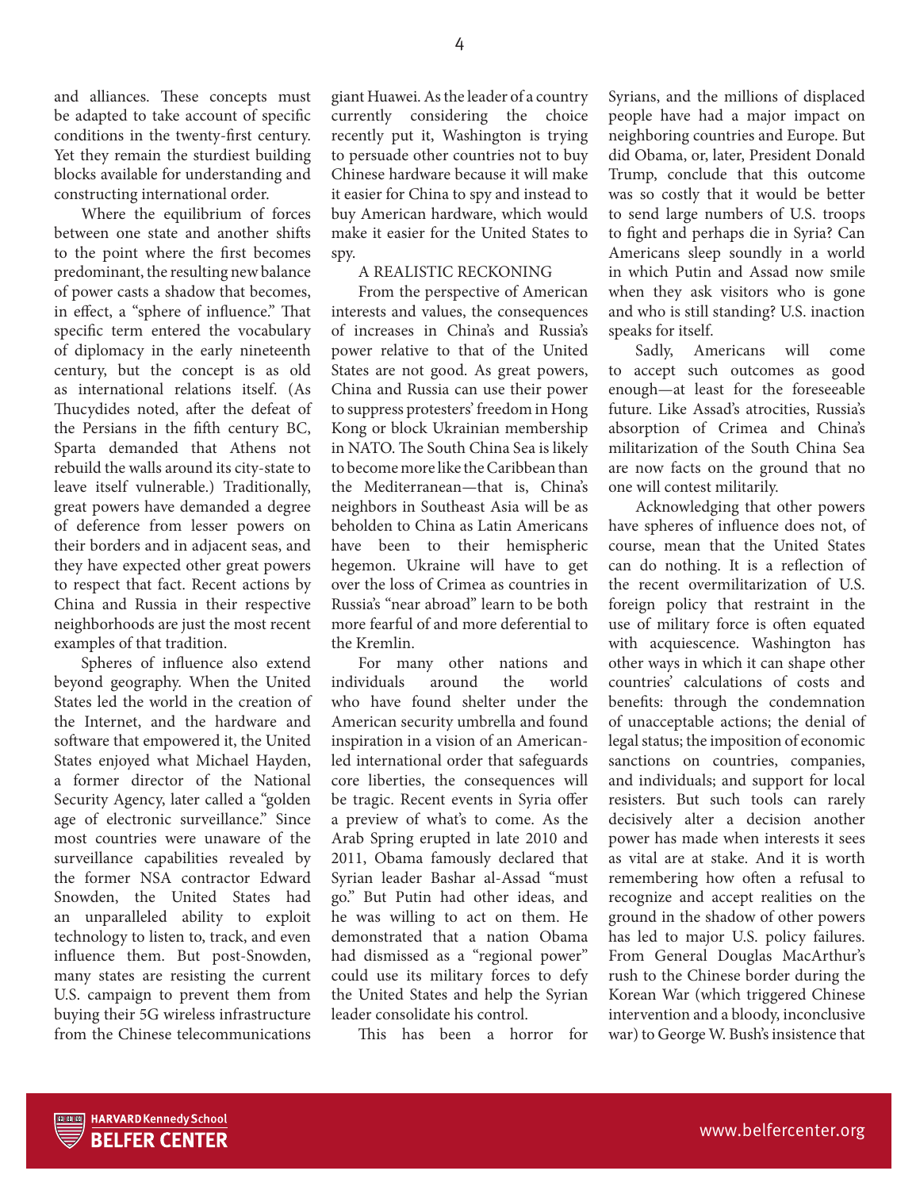and alliances. These concepts must be adapted to take account of specific conditions in the twenty-first century. Yet they remain the sturdiest building blocks available for understanding and constructing international order.

Where the equilibrium of forces between one state and another shifts to the point where the first becomes predominant, the resulting new balance of power casts a shadow that becomes, in effect, a "sphere of influence." That specific term entered the vocabulary of diplomacy in the early nineteenth century, but the concept is as old as international relations itself. (As Thucydides noted, after the defeat of the Persians in the fifth century BC, Sparta demanded that Athens not rebuild the walls around its city-state to leave itself vulnerable.) Traditionally, great powers have demanded a degree of deference from lesser powers on their borders and in adjacent seas, and they have expected other great powers to respect that fact. Recent actions by China and Russia in their respective neighborhoods are just the most recent examples of that tradition.

Spheres of influence also extend beyond geography. When the United States led the world in the creation of the Internet, and the hardware and software that empowered it, the United States enjoyed what Michael Hayden, a former director of the National Security Agency, later called a "golden age of electronic surveillance." Since most countries were unaware of the surveillance capabilities revealed by the former NSA contractor Edward Snowden, the United States had an unparalleled ability to exploit technology to listen to, track, and even influence them. But post-Snowden, many states are resisting the current U.S. campaign to prevent them from buying their 5G wireless infrastructure from the Chinese telecommunications giant Huawei. As the leader of a country currently considering the choice recently put it, Washington is trying to persuade other countries not to buy Chinese hardware because it will make it easier for China to spy and instead to buy American hardware, which would make it easier for the United States to spy.

## A REALISTIC RECKONING

From the perspective of American interests and values, the consequences of increases in China's and Russia's power relative to that of the United States are not good. As great powers, China and Russia can use their power to suppress protesters' freedom in Hong Kong or block Ukrainian membership in NATO. The South China Sea is likely to become more like the Caribbean than the Mediterranean—that is, China's neighbors in Southeast Asia will be as beholden to China as Latin Americans have been to their hemispheric hegemon. Ukraine will have to get over the loss of Crimea as countries in Russia's "near abroad" learn to be both more fearful of and more deferential to the Kremlin.

For many other nations and individuals around the world who have found shelter under the American security umbrella and found inspiration in a vision of an American-led international order that safeguards core liberties, the consequences will be tragic. Recent events in Syria offer a preview of what's to come. As the Arab Spring erupted in late 2010 and 2011, Obama famously declared that Syrian leader Bashar al-Assad "must go." But Putin had other ideas, and he was willing to act on them. He demonstrated that a nation Obama had dismissed as a "regional power" could use its military forces to defy the United States and help the Syrian leader consolidate his control.

This has been a horror for Syrians, and the millions of displaced people have had a major impact on neighboring countries and Europe. But did Obama, or, later, President Donald Trump, conclude that this outcome was so costly that it would be better to send large numbers of U.S. troops to fight and perhaps die in Syria? Can Americans sleep soundly in a world in which Putin and Assad now smile when they ask visitors who is gone and who is still standing? U.S. inaction speaks for itself.

Sadly, Americans will come to accept such outcomes as good enough—at least for the foreseeable future. Like Assad's atrocities, Russia's absorption of Crimea and China's militarization of the South China Sea are now facts on the ground that no one will contest militarily.

Acknowledging that other powers have spheres of influence does not, of course, mean that the United States can do nothing. It is a reflection of the recent overmilitarization of U.S. foreign policy that restraint in the use of military force is often equated with acquiescence. Washington has other ways in which it can shape other countries' calculations of costs and benefits: through the condemnation of unacceptable actions; the denial of legal status; the imposition of economic sanctions on countries, companies, and individuals; and support for local resisters. But such tools can rarely decisively alter a decision another power has made when interests it sees as vital are at stake. And it is worth remembering how often a refusal to recognize and accept realities on the ground in the shadow of other powers has led to major U.S. policy failures. From General Douglas MacArthur's rush to the Chinese border during the Korean War (which triggered Chinese intervention and a bloody, inconclusive war) to George W. Bush's insistence that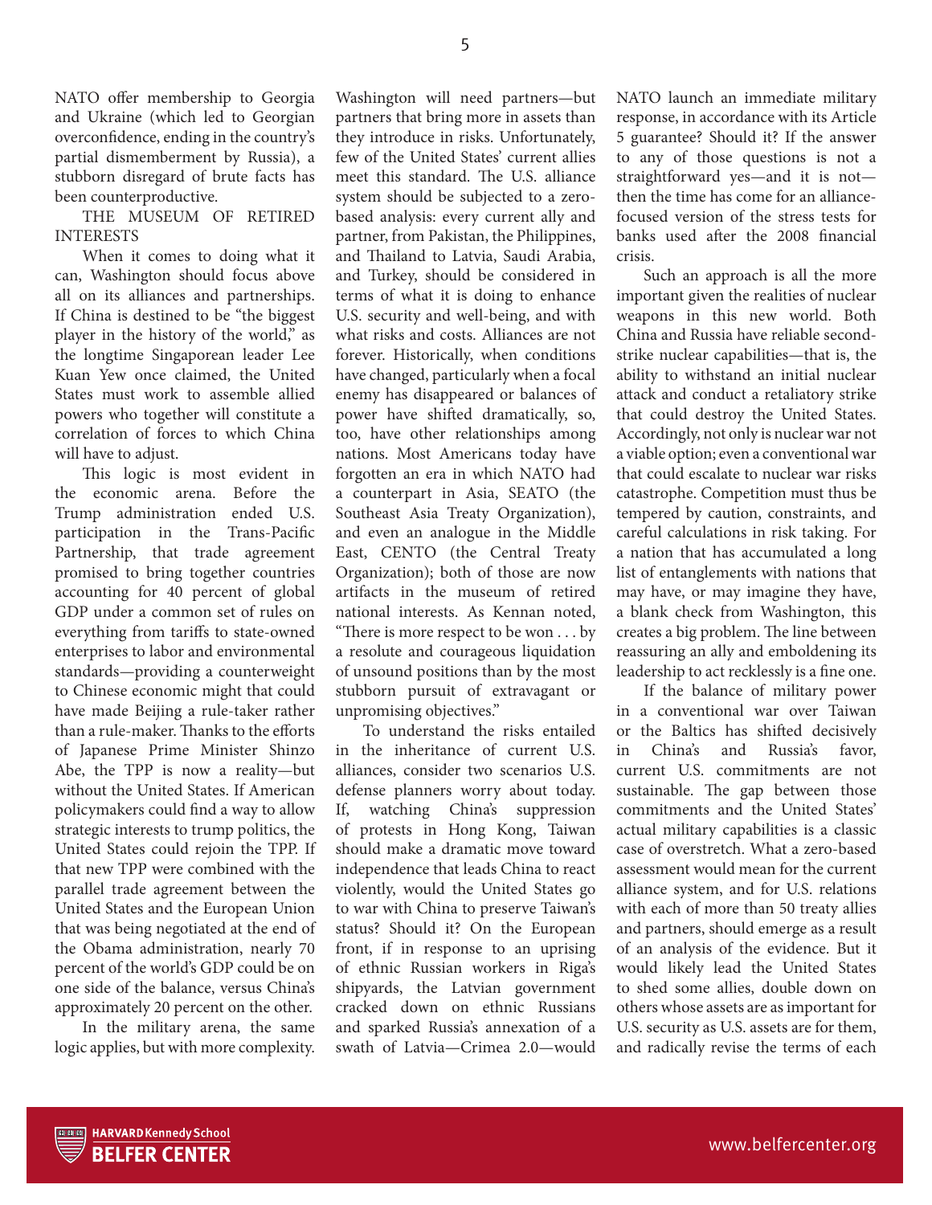NATO offer membership to Georgia and Ukraine (which led to Georgian overconfidence, ending in the country's partial dismemberment by Russia), a stubborn disregard of brute facts has been counterproductive.

## THE MUSEUM OF RETIRED INTERESTS

When it comes to doing what it can, Washington should focus above all on its alliances and partnerships. If China is destined to be "the biggest player in the history of the world," as the longtime Singaporean leader Lee Kuan Yew once claimed, the United States must work to assemble allied powers who together will constitute a correlation of forces to which China will have to adjust.

This logic is most evident in the economic arena. Before the Trump administration ended U.S. participation in the Trans-Pacific Partnership, that trade agreement promised to bring together countries accounting for 40 percent of global GDP under a common set of rules on everything from tariffs to state-owned enterprises to labor and environmental standards—providing a counterweight to Chinese economic might that could have made Beijing a rule-taker rather than a rule-maker. Thanks to the efforts of Japanese Prime Minister Shinzo Abe, the TPP is now a reality—but without the United States. If American policymakers could find a way to allow strategic interests to trump politics, the United States could rejoin the TPP. If that new TPP were combined with the parallel trade agreement between the United States and the European Union that was being negotiated at the end of the Obama administration, nearly 70 percent of the world's GDP could be on one side of the balance, versus China's approximately 20 percent on the other.

In the military arena, the same logic applies, but with more complexity. Washington will need partners—but partners that bring more in assets than they introduce in risks. Unfortunately, few of the United States' current allies meet this standard. The U.S. alliance system should be subjected to a zero-based analysis: every current ally and partner, from Pakistan, the Philippines, and Thailand to Latvia, Saudi Arabia, and Turkey, should be considered in terms of what it is doing to enhance U.S. security and well-being, and with what risks and costs. Alliances are not forever. Historically, when conditions have changed, particularly when a focal enemy has disappeared or balances of power have shifted dramatically, so, too, have other relationships among nations. Most Americans today have forgotten an era in which NATO had a counterpart in Asia, SEATO (the Southeast Asia Treaty Organization), and even an analogue in the Middle East, CENTO (the Central Treaty Organization); both of those are now artifacts in the museum of retired national interests. As Kennan noted, "There is more respect to be won . . . by a resolute and courageous liquidation of unsound positions than by the most stubborn pursuit of extravagant or unpromising objectives."

To understand the risks entailed in the inheritance of current U.S. alliances, consider two scenarios U.S. defense planners worry about today. If, watching China's suppression of protests in Hong Kong, Taiwan should make a dramatic move toward independence that leads China to react violently, would the United States go to war with China to preserve Taiwan's status? Should it? On the European front, if in response to an uprising of ethnic Russian workers in Riga's shipyards, the Latvian government cracked down on ethnic Russians and sparked Russia's annexation of a swath of Latvia—Crimea 2.0—would NATO launch an immediate military response, in accordance with its Article 5 guarantee? Should it? If the answer to any of those questions is not a straightforward yes—and it is not—then the time has come for an alliance-focused version of the stress tests for banks used after the 2008 financial crisis.

Such an approach is all the more important given the realities of nuclear weapons in this new world. Both China and Russia have reliable second-strike nuclear capabilities—that is, the ability to withstand an initial nuclear attack and conduct a retaliatory strike that could destroy the United States. Accordingly, not only is nuclear war not a viable option; even a conventional war that could escalate to nuclear war risks catastrophe. Competition must thus be tempered by caution, constraints, and careful calculations in risk taking. For a nation that has accumulated a long list of entanglements with nations that may have, or may imagine they have, a blank check from Washington, this creates a big problem. The line between reassuring an ally and emboldening its leadership to act recklessly is a fine one.

If the balance of military power in a conventional war over Taiwan or the Baltics has shifted decisively in China's and Russia's favor, current U.S. commitments are not sustainable. The gap between those commitments and the United States' actual military capabilities is a classic case of overstretch. What a zero-based assessment would mean for the current alliance system, and for U.S. relations with each of more than 50 treaty allies and partners, should emerge as a result of an analysis of the evidence. But it would likely lead the United States to shed some allies, double down on others whose assets are as important for U.S. security as U.S. assets are for them, and radically revise the terms of each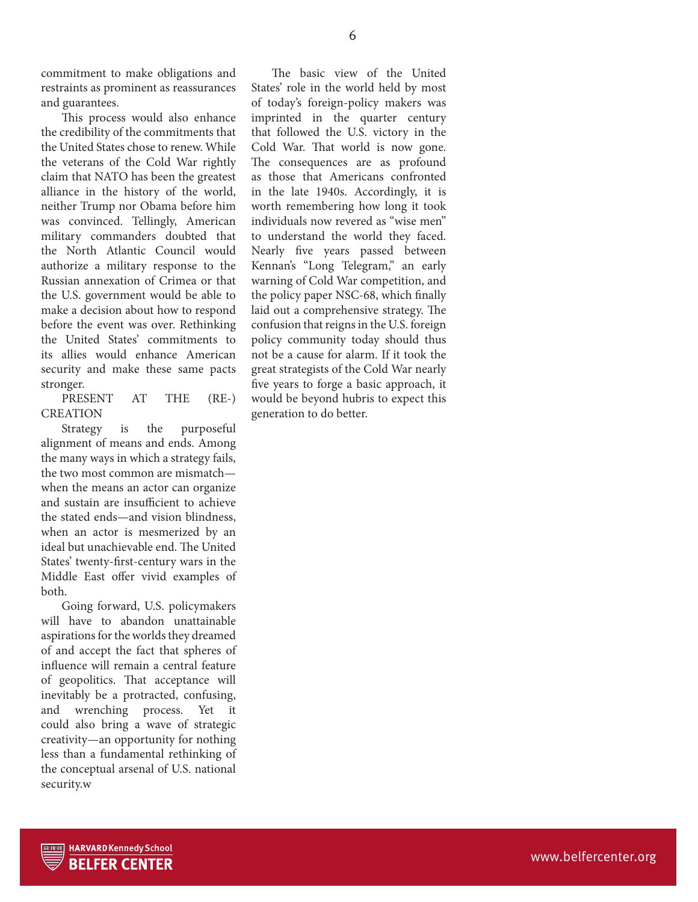commitment to make obligations and restraints as prominent as reassurances and guarantees.

This process would also enhance the credibility of the commitments that the United States chose to renew. While the veterans of the Cold War rightly claim that NATO has been the greatest alliance in the history of the world, neither Trump nor Obama before him was convinced. Tellingly, American military commanders doubted that the North Atlantic Council would authorize a military response to the Russian annexation of Crimea or that the U.S. government would be able to make a decision about how to respond before the event was over. Rethinking the United States' commitments to its allies would enhance American security and make these same pacts stronger.

## PRESENT AT THE (RE-) CREATION

Strategy is the purposeful alignment of means and ends. Among the many ways in which a strategy fails, the two most common are mismatch—when the means an actor can organize and sustain are insufficient to achieve the stated ends—and vision blindness, when an actor is mesmerized by an ideal but unachievable end. The United States' twenty-first-century wars in the Middle East offer vivid examples of both.

Going forward, U.S. policymakers will have to abandon unattainable aspirations for the worlds they dreamed of and accept the fact that spheres of influence will remain a central feature of geopolitics. That acceptance will inevitably be a protracted, confusing, and wrenching process. Yet it could also bring a wave of strategic creativity—an opportunity for nothing less than a fundamental rethinking of the conceptual arsenal of U.S. national security.w

The basic view of the United States' role in the world held by most of today's foreign-policy makers was imprinted in the quarter century that followed the U.S. victory in the Cold War. That world is now gone. The consequences are as profound as those that Americans confronted in the late 1940s. Accordingly, it is worth remembering how long it took individuals now revered as "wise men" to understand the world they faced. Nearly five years passed between Kennan's "Long Telegram," an early warning of Cold War competition, and the policy paper NSC-68, which finally laid out a comprehensive strategy. The confusion that reigns in the U.S. foreign policy community today should thus not be a cause for alarm. If it took the great strategists of the Cold War nearly five years to forge a basic approach, it would be beyond hubris to expect this generation to do better.